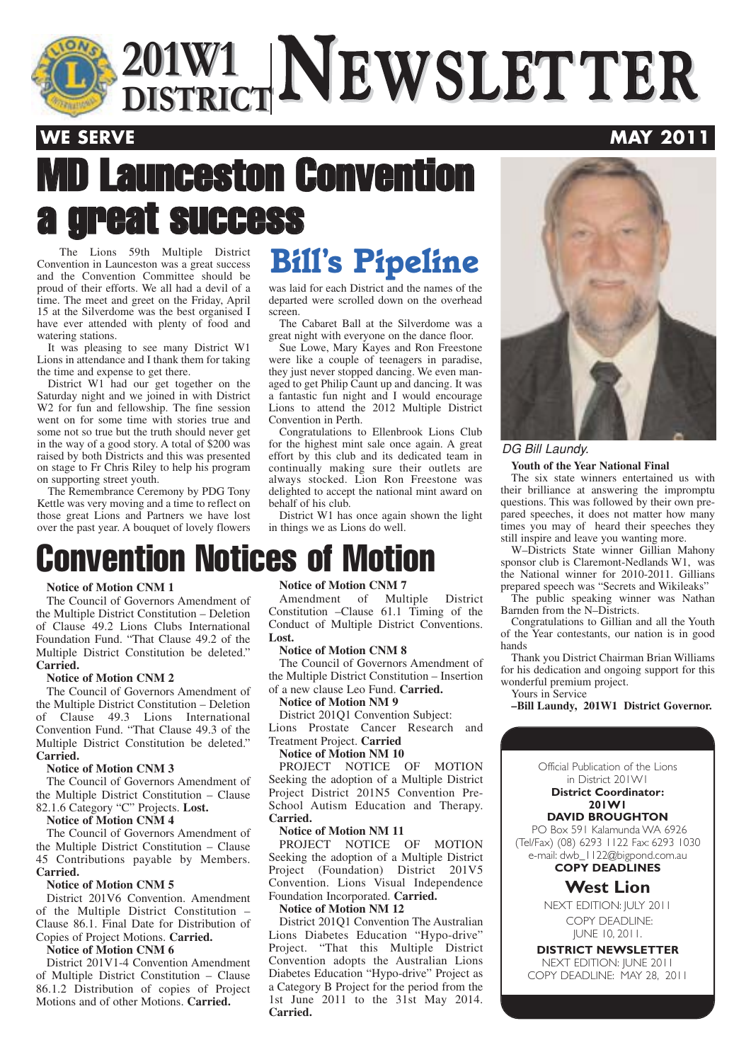# 201W1 DISTRICT NEWSLETTER

**WE SERVE** **MAY 2011**

# MD Launceston Convention a great success

The Lions 59th Multiple District Convention in Launceston was a great success and the Convention Committee should be proud of their efforts. We all had a devil of a time. The meet and greet on the Friday, April 15 at the Silverdome was the best organised I have ever attended with plenty of food and watering stations.

It was pleasing to see many District W1 Lions in attendance and I thank them for taking the time and expense to get there.

District W1 had our get together on the Saturday night and we joined in with District W2 for fun and fellowship. The fine session went on for some time with stories true and some not so true but the truth should never get in the way of a good story. A total of $200 was raised by both Districts and this was presented on stage to Fr Chris Riley to help his program on supporting street youth.

The Remembrance Ceremony by PDG Tony Kettle was very moving and a time to reflect on those great Lions and Partners we have lost over the past year. A bouquet of lovely flowers was laid for each District and the names of the departed were scrolled down on the overhead screen.

## Bill's Pipeline

The Cabaret Ball at the Silverdome was a great night with everyone on the dance floor.

Sue Lowe, Mary Kayes and Ron Freestone were like a couple of teenagers in paradise, they just never stopped dancing. We even managed to get Philip Caunt up and dancing. It was a fantastic fun night and I would encourage Lions to attend the 2012 Multiple District Convention in Perth.

Congratulations to Ellenbrook Lions Club for the highest mint sale once again. A great effort by this club and its dedicated team in continually making sure their outlets are always stocked. Lion Ron Freestone was delighted to accept the national mint award on behalf of his club.

District W1 has once again shown the light in things we as Lions do well.

*DG Bill Laundy.*

**Youth of the Year National Final**

The six state winners entertained us with their brilliance at answering the impromptu questions. This was followed by their own prepared speeches, it does not matter how many times you may of heard their speeches they still inspire and leave you wanting more.

W–Districts State winner Gillian Mahony sponsor club is Claremont-Nedlands W1, was the National winner for 2010-2011. Gillians prepared speech was "Secrets and Wikileaks"

The public speaking winner was Nathan Barnden from the N–Districts.

Congratulations to Gillian and all the Youth of the Year contestants, our nation is in good hands

Thank you District Chairman Brian Williams for his dedication and ongoing support for this wonderful premium project.

Yours in Service

**–Bill Laundy, 201W1 District Governor.**

# Convention Notices of Motion

**Notice of Motion CNM 1**

The Council of Governors Amendment of the Multiple District Constitution – Deletion of Clause 49.2 Lions Clubs International Foundation Fund. "That Clause 49.2 of the Multiple District Constitution be deleted." **Carried.**

**Notice of Motion CNM 2**

The Council of Governors Amendment of the Multiple District Constitution – Deletion of Clause 49.3 Lions International Convention Fund. "That Clause 49.3 of the Multiple District Constitution be deleted." **Carried.**

**Notice of Motion CNM 3**

The Council of Governors Amendment of the Multiple District Constitution – Clause 82.1.6 Category "C" Projects. **Lost.**

**Notice of Motion CNM 4**

The Council of Governors Amendment of the Multiple District Constitution – Clause 45 Contributions payable by Members. **Carried.**

**Notice of Motion CNM 5**

District 201V6 Convention. Amendment of the Multiple District Constitution – Clause 86.1. Final Date for Distribution of Copies of Project Motions. **Carried.**

**Notice of Motion CNM 6**

District 201V1-4 Convention Amendment of Multiple District Constitution – Clause 86.1.2 Distribution of copies of Project Motions and of other Motions. **Carried.**

**Notice of Motion CNM 7**

Amendment of Multiple District Constitution –Clause 61.1 Timing of the Conduct of Multiple District Conventions. **Lost.**

**Notice of Motion CNM 8**

The Council of Governors Amendment of the Multiple District Constitution – Insertion of a new clause Leo Fund. **Carried.**

**Notice of Motion NM 9**

District 201Q1 Convention Subject: Lions Prostate Cancer Research and Treatment Project. **Carried**

**Notice of Motion NM 10**

PROJECT NOTICE OF MOTION Seeking the adoption of a Multiple District Project District 201N5 Convention Pre-School Autism Education and Therapy. **Carried.**

**Notice of Motion NM 11**

PROJECT NOTICE OF MOTION Seeking the adoption of a Multiple District Project (Foundation) District 201V5 Convention. Lions Visual Independence Foundation Incorporated. **Carried.**

**Notice of Motion NM 12**

District 201Q1 Convention The Australian Lions Diabetes Education "Hypo-drive" Project. "That this Multiple District Convention adopts the Australian Lions Diabetes Education "Hypo-drive" Project as a Category B Project for the period from the 1st June 2011 to the 31st May 2014. **Carried.**

---

Official Publication of the Lions in District 201W1

**District Coordinator:**
**201W1**
**DAVID BROUGHTON**

PO Box 591 Kalamunda WA 6926
(Tel/Fax) (08) 6293 1122 Fax: 6293 1030
e-mail: dwb_1122@bigpond.com.au

**COPY DEADLINES**

**West Lion**

NEXT EDITION: JULY 2011
COPY DEADLINE: JUNE 10, 2011.

**DISTRICT NEWSLETTER**

NEXT EDITION: JUNE 2011
COPY DEADLINE: MAY 28, 2011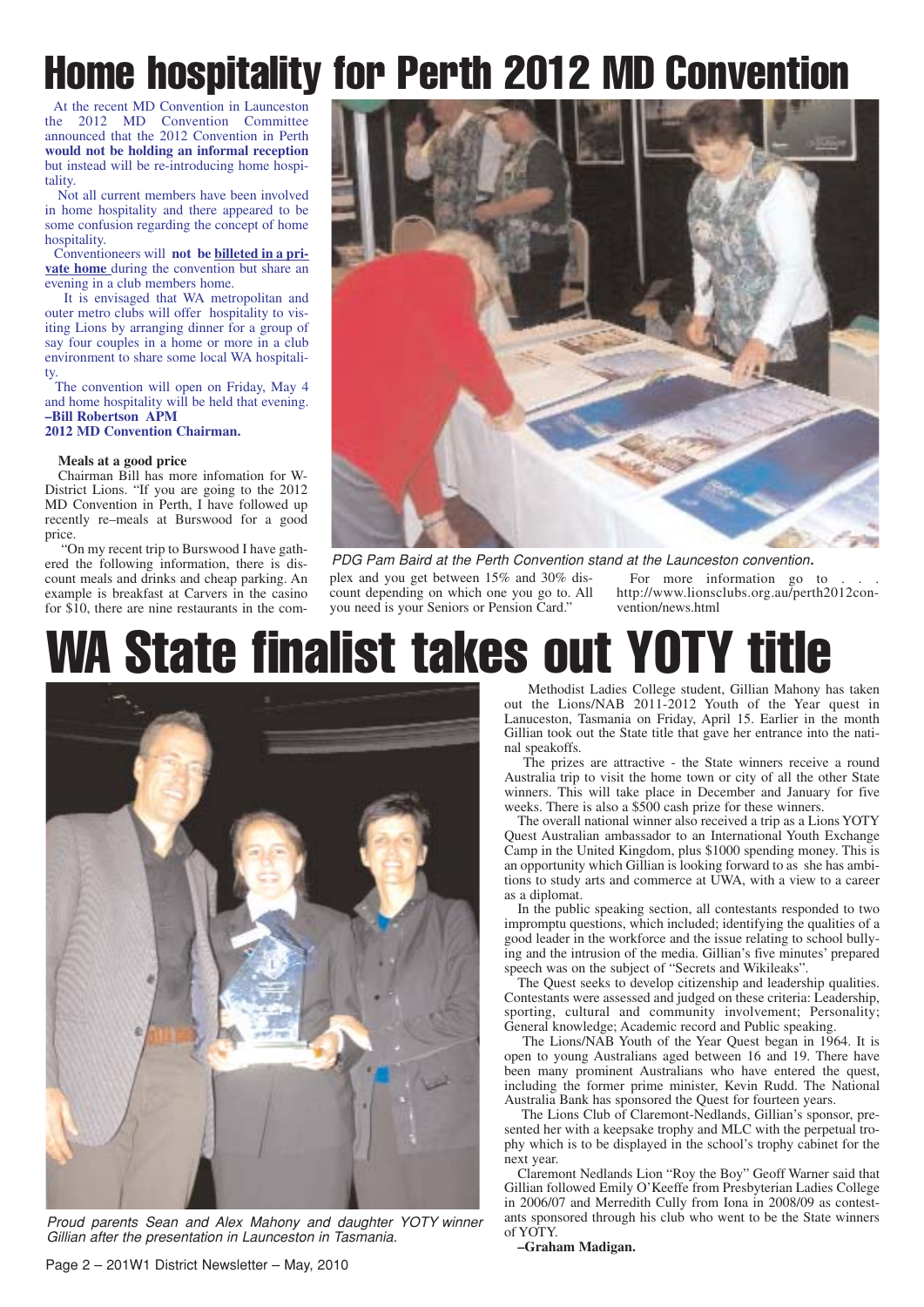# Home hospitality for Perth 2012 MD Convention

At the recent MD Convention in Launceston the 2012 MD Convention Committee announced that the 2012 Convention in Perth **would not be holding an informal reception** but instead will be re-introducing home hospitality.

Not all current members have been involved in home hospitality and there appeared to be some confusion regarding the concept of home hospitality.

Conventioneers will **not be billeted in a private home** during the convention but share an evening in a club members home.

It is envisaged that WA metropolitan and outer metro clubs will offer hospitality to visiting Lions by arranging dinner for a group of say four couples in a home or more in a club environment to share some local WA hospitality.

The convention will open on Friday, May 4 and home hospitality will be held that evening.

**–Bill Robertson APM**
**2012 MD Convention Chairman.**

**Meals at a good price**

Chairman Bill has more infomation for W-District Lions. "If you are going to the 2012 MD Convention in Perth, I have followed up recently re–meals at Burswood for a good price.

"On my recent trip to Burswood I have gathered the following information, there is discount meals and drinks and cheap parking. An example is breakfast at Carvers in the casino for $10, there are nine restaurants in the complex and you get between 15% and 30% discount depending on which one you go to. All you need is your Seniors or Pension Card."

For more information go to . . . http://www.lionsclubs.org.au/perth2012convention/news.html

*PDG Pam Baird at the Perth Convention stand at the Launceston convention.*

# WA State finalist takes out YOTY title

Methodist Ladies College student, Gillian Mahony has taken out the Lions/NAB 2011-2012 Youth of the Year quest in Lanuceston, Tasmania on Friday, April 15. Earlier in the month Gillian took out the State title that gave her entrance into the natinal speakoffs.

The prizes are attractive - the State winners receive a round Australia trip to visit the home town or city of all the other State winners. This will take place in December and January for five weeks. There is also a $500 cash prize for these winners.

The overall national winner also received a trip as a Lions YOTY Quest Australian ambassador to an International Youth Exchange Camp in the United Kingdom, plus $1000 spending money. This is an opportunity which Gillian is looking forward to as she has ambitions to study arts and commerce at UWA, with a view to a career as a diplomat.

In the public speaking section, all contestants responded to two impromptu questions, which included; identifying the qualities of a good leader in the workforce and the issue relating to school bullying and the intrusion of the media. Gillian's five minutes' prepared speech was on the subject of "Secrets and Wikileaks".

The Quest seeks to develop citizenship and leadership qualities. Contestants were assessed and judged on these criteria: Leadership, sporting, cultural and community involvement; Personality; General knowledge; Academic record and Public speaking.

The Lions/NAB Youth of the Year Quest began in 1964. It is open to young Australians aged between 16 and 19. There have been many prominent Australians who have entered the quest, including the former prime minister, Kevin Rudd. The National Australia Bank has sponsored the Quest for fourteen years.

The Lions Club of Claremont-Nedlands, Gillian's sponsor, presented her with a keepsake trophy and MLC with the perpetual trophy which is to be displayed in the school's trophy cabinet for the next year.

Claremont Nedlands Lion "Roy the Boy" Geoff Warner said that Gillian followed Emily O'Keeffe from Presbyterian Ladies College in 2006/07 and Merredith Cully from Iona in 2008/09 as contestants sponsored through his club who went to be the State winners of YOTY.

**–Graham Madigan.**

*Proud parents Sean and Alex Mahony and daughter YOTY winner Gillian after the presentation in Launceston in Tasmania.*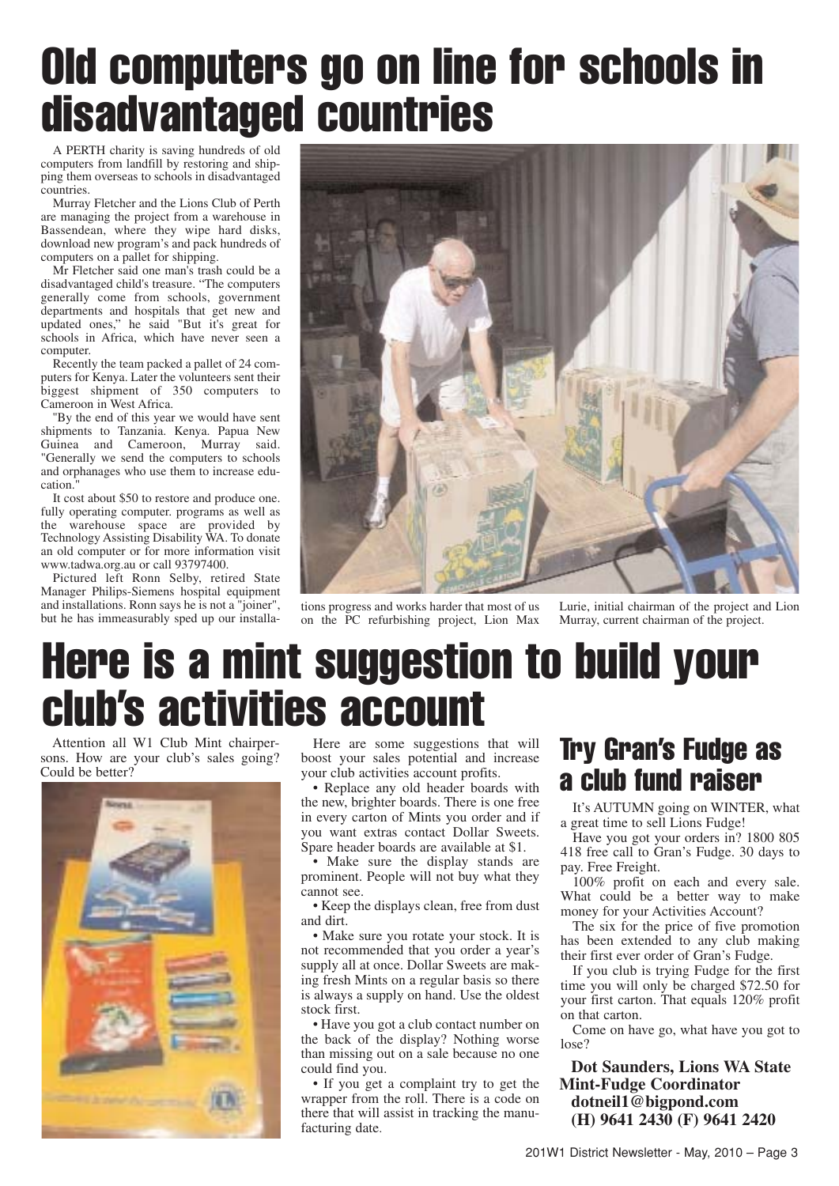# Old computers go on line for schools in disadvantaged countries

A PERTH charity is saving hundreds of old computers from landfill by restoring and shipping them overseas to schools in disadvantaged countries.

Murray Fletcher and the Lions Club of Perth are managing the project from a warehouse in Bassendean, where they wipe hard disks, download new program's and pack hundreds of computers on a pallet for shipping.

Mr Fletcher said one man's trash could be a disadvantaged child's treasure. "The computers generally come from schools, government departments and hospitals that get new and updated ones," he said "But it's great for schools in Africa, which have never seen a computer.

Recently the team packed a pallet of 24 computers for Kenya. Later the volunteers sent their biggest shipment of 350 computers to Cameroon in West Africa.

"By the end of this year we would have sent shipments to Tanzania. Kenya. Papua New Guinea and Cameroon, Murray said. "Generally we send the computers to schools and orphanages who use them to increase education."

It cost about $50 to restore and produce one. fully operating computer. programs as well as the warehouse space are provided by Technology Assisting Disability WA. To donate an old computer or for more information visit www.tadwa.org.au or call 93797400.

Pictured left Ronn Selby, retired State Manager Philips-Siemens hospital equipment and installations. Ronn says he is not a "joiner", but he has immeasurably sped up our installations progress and works harder that most of us on the PC refurbishing project, Lion Max Lurie, initial chairman of the project and Lion Murray, current chairman of the project.

# Here is a mint suggestion to build your club's activities account

Attention all W1 Club Mint chairpersons. How are your club's sales going? Could be better?

Here are some suggestions that will boost your sales potential and increase your club activities account profits.

- Replace any old header boards with the new, brighter boards. There is one free in every carton of Mints you order and if you want extras contact Dollar Sweets. Spare header boards are available at $1.
- Make sure the display stands are prominent. People will not buy what they cannot see.
- Keep the displays clean, free from dust and dirt.
- Make sure you rotate your stock. It is not recommended that you order a year's supply all at once. Dollar Sweets are making fresh Mints on a regular basis so there is always a supply on hand. Use the oldest stock first.
- Have you got a club contact number on the back of the display? Nothing worse than missing out on a sale because no one could find you.
- If you get a complaint try to get the wrapper from the roll. There is a code on there that will assist in tracking the manufacturing date.

## Try Gran's Fudge as a club fund raiser

It's AUTUMN going on WINTER, what a great time to sell Lions Fudge!

Have you got your orders in? 1800 805 418 free call to Gran's Fudge. 30 days to pay. Free Freight.

100% profit on each and every sale. What could be a better way to make money for your Activities Account?

The six for the price of five promotion has been extended to any club making their first ever order of Gran's Fudge.

If you club is trying Fudge for the first time you will only be charged $72.50 for your first carton. That equals 120% profit on that carton.

Come on have go, what have you got to lose?

**Dot Saunders, Lions WA State Mint-Fudge Coordinator**
**dotneil1@bigpond.com**
**(H) 9641 2430 (F) 9641 2420**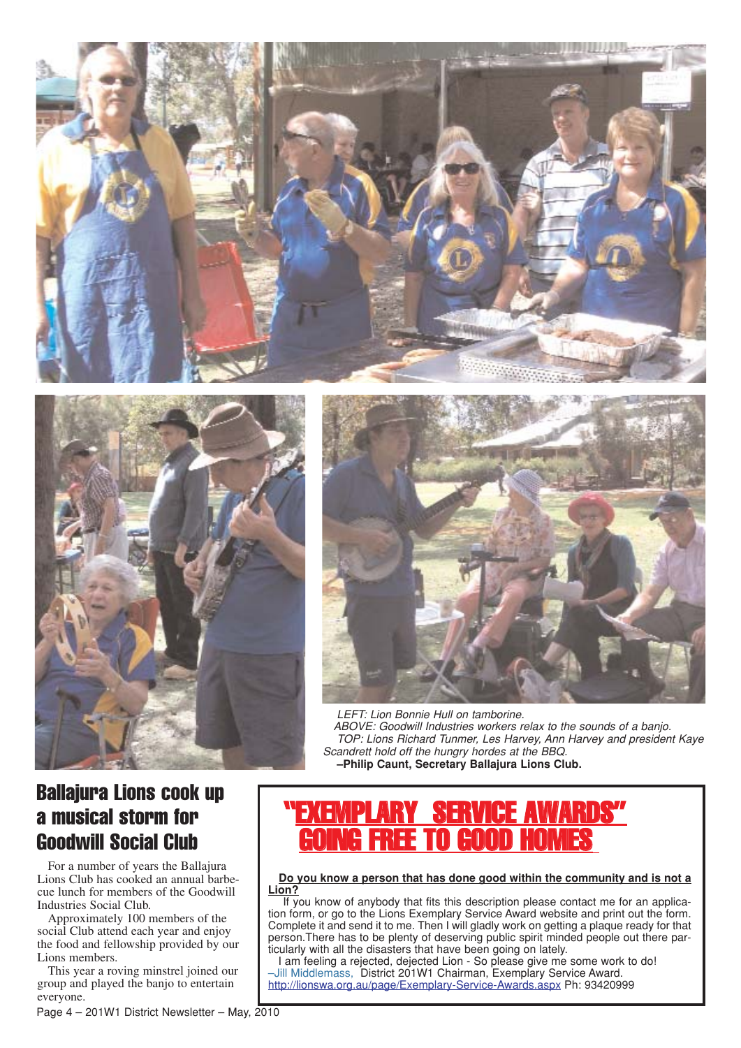*LEFT: Lion Bonnie Hull on tamborine.*
*ABOVE: Goodwill Industries workers relax to the sounds of a banjo.*
*TOP: Lions Richard Tunmer, Les Harvey, Ann Harvey and president Kaye Scandrett hold off the hungry hordes at the BBQ.*
**–Philip Caunt, Secretary Ballajura Lions Club.**

## Ballajura Lions cook up a musical storm for Goodwill Social Club

For a number of years the Ballajura Lions Club has cooked an annual barbecue lunch for members of the Goodwill Industries Social Club.

Approximately 100 members of the social Club attend each year and enjoy the food and fellowship provided by our Lions members.

This year a roving minstrel joined our group and played the banjo to entertain everyone.

## "EXEMPLARY SERVICE AWARDS" GOING FREE TO GOOD HOMES

**Do you know a person that has done good within the community and is not a Lion?**

If you know of anybody that fits this description please contact me for an application form, or go to the Lions Exemplary Service Award website and print out the form. Complete it and send it to me. Then I will gladly work on getting a plaque ready for that person.There has to be plenty of deserving public spirit minded people out there particularly with all the disasters that have been going on lately.

I am feeling a rejected, dejected Lion - So please give me some work to do!
–Jill Middlemass, District 201W1 Chairman, Exemplary Service Award.
http://lionswa.org.au/page/Exemplary-Service-Awards.aspx Ph: 93420999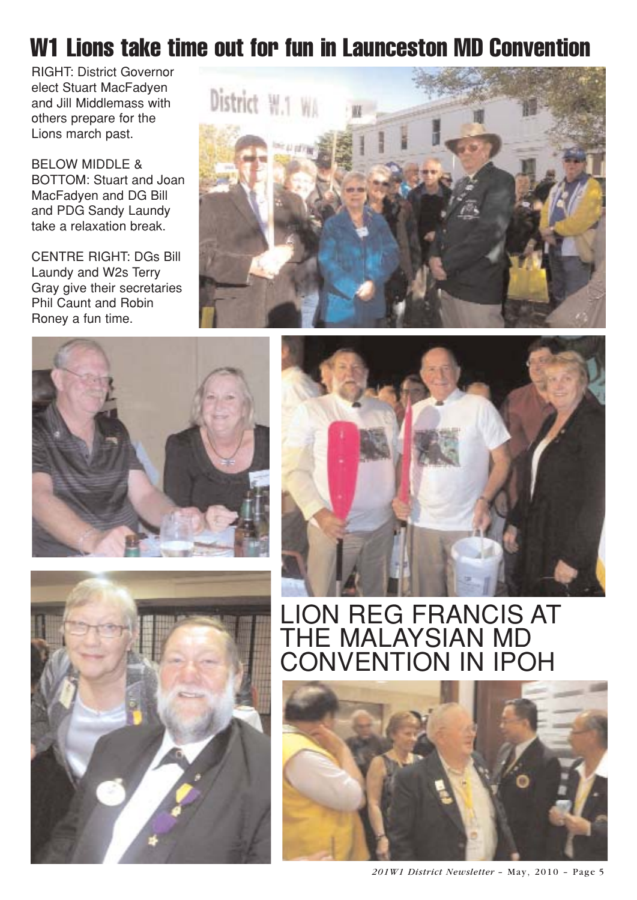# W1 Lions take time out for fun in Launceston MD Convention

RIGHT: District Governor elect Stuart MacFadyen and Jill Middlemass with others prepare for the Lions march past.

BELOW MIDDLE & BOTTOM: Stuart and Joan MacFadyen and DG Bill and PDG Sandy Laundy take a relaxation break.

CENTRE RIGHT: DGs Bill Laundy and W2s Terry Gray give their secretaries Phil Caunt and Robin Roney a fun time.

# LION REG FRANCIS AT THE MALAYSIAN MD CONVENTION IN IPOH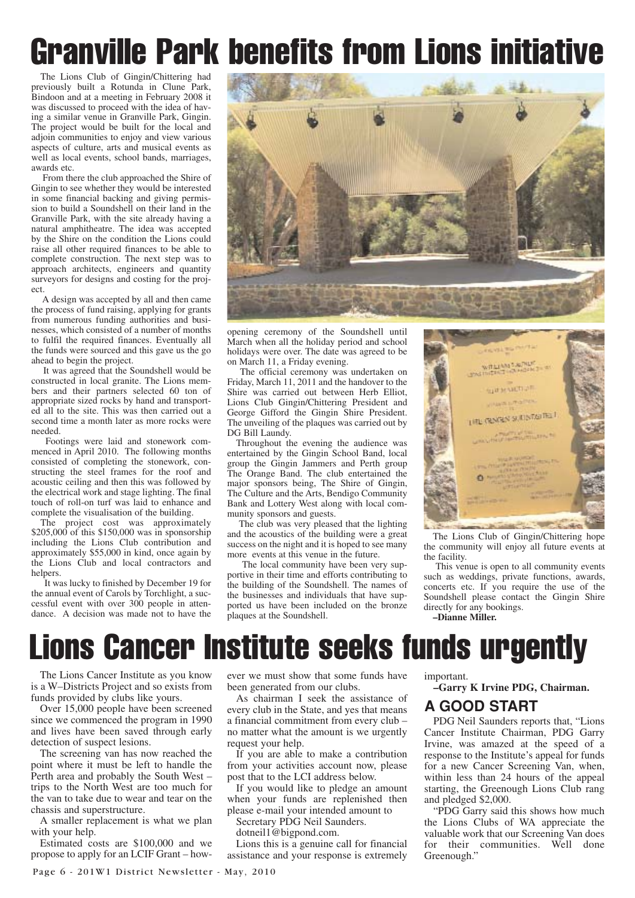# Granville Park benefits from Lions initiative

The Lions Club of Gingin/Chittering had previously built a Rotunda in Clune Park, Bindoon and at a meeting in February 2008 it was discussed to proceed with the idea of having a similar venue in Granville Park, Gingin. The project would be built for the local and adjoin communities to enjoy and view various aspects of culture, arts and musical events as well as local events, school bands, marriages, awards etc.

From there the club approached the Shire of Gingin to see whether they would be interested in some financial backing and giving permission to build a Soundshell on their land in the Granville Park, with the site already having a natural amphitheatre. The idea was accepted by the Shire on the condition the Lions could raise all other required finances to be able to complete construction. The next step was to approach architects, engineers and quantity surveyors for designs and costing for the project.

A design was accepted by all and then came the process of fund raising, applying for grants from numerous funding authorities and businesses, which consisted of a number of months to fulfil the required finances. Eventually all the funds were sourced and this gave us the go ahead to begin the project.

It was agreed that the Soundshell would be constructed in local granite. The Lions members and their partners selected 60 ton of appropriate sized rocks by hand and transported all to the site. This was then carried out a second time a month later as more rocks were needed.

Footings were laid and stonework commenced in April 2010. The following months consisted of completing the stonework, constructing the steel frames for the roof and acoustic ceiling and then this was followed by the electrical work and stage lighting. The final touch of roll-on turf was laid to enhance and complete the visualisation of the building.

The project cost was approximately $205,000 of this $150,000 was in sponsorship including the Lions Club contribution and approximately $55,000 in kind, once again by the Lions Club and local contractors and helpers.

It was lucky to finished by December 19 for the annual event of Carols by Torchlight, a successful event with over 300 people in attendance. A decision was made not to have the opening ceremony of the Soundshell until March when all the holiday period and school holidays were over. The date was agreed to be on March 11, a Friday evening.

The official ceremony was undertaken on Friday, March 11, 2011 and the handover to the Shire was carried out between Herb Elliot, Lions Club Gingin/Chittering President and George Gifford the Gingin Shire President. The unveiling of the plaques was carried out by DG Bill Laundy.

Throughout the evening the audience was entertained by the Gingin School Band, local group the Gingin Jammers and Perth group The Orange Band. The club entertained the major sponsors being, The Shire of Gingin, The Culture and the Arts, Bendigo Community Bank and Lottery West along with local community sponsors and guests.

The club was very pleased that the lighting and the acoustics of the building were a great success on the night and it is hoped to see many more events at this venue in the future.

The local community have been very supportive in their time and efforts contributing to the building of the Soundshell. The names of the businesses and individuals that have supported us have been included on the bronze plaques at the Soundshell.

The Lions Club of Gingin/Chittering hope the community will enjoy all future events at the facility.

This venue is open to all community events such as weddings, private functions, awards, concerts etc. If you require the use of the Soundshell please contact the Gingin Shire directly for any bookings.

**–Dianne Miller.**

# Lions Cancer Institute seeks funds urgently

The Lions Cancer Institute as you know is a W–Districts Project and so exists from funds provided by clubs like yours.

Over 15,000 people have been screened since we commenced the program in 1990 and lives have been saved through early detection of suspect lesions.

The screening van has now reached the point where it must be left to handle the Perth area and probably the South West – trips to the North West are too much for the van to take due to wear and tear on the chassis and superstructure.

A smaller replacement is what we plan with your help.

Estimated costs are $100,000 and we propose to apply for an LCIF Grant – however we must show that some funds have been generated from our clubs.

As chairman I seek the assistance of every club in the State, and yes that means a financial commitment from every club – no matter what the amount is we urgently request your help.

If you are able to make a contribution from your activities account now, please post that to the LCI address below.

If you would like to pledge an amount when your funds are replenished then please e-mail your intended amount to

Secretary PDG Neil Saunders.
dotneil1@bigpond.com.

Lions this is a genuine call for financial assistance and your response is extremely important.

**–Garry K Irvine PDG, Chairman.**

## A GOOD START

PDG Neil Saunders reports that, "Lions Cancer Institute Chairman, PDG Garry Irvine, was amazed at the speed of a response to the Institute's appeal for funds for a new Cancer Screening Van, when, within less than 24 hours of the appeal starting, the Greenough Lions Club rang and pledged $2,000.

"PDG Garry said this shows how much the Lions Clubs of WA appreciate the valuable work that our Screening Van does for their communities. Well done Greenough."